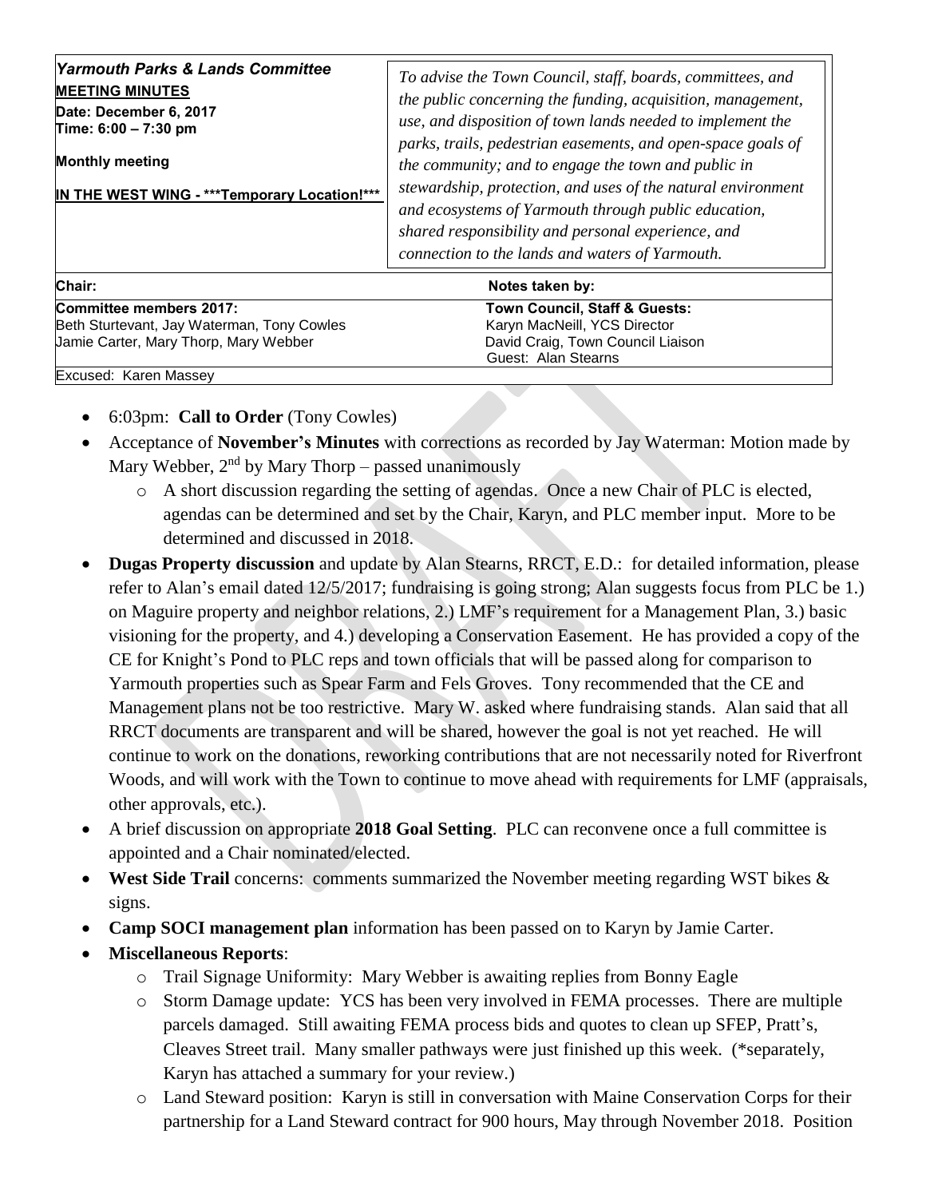**Yarmouth Parks & Lands Committee**

**MEETING MINUTES**

**Date: December 6, 2017**

**Time: 6:00 – 7:30 pm**

**Monthly meeting**

**IN THE WEST WING - \*\*\*Temporary Location!\*\*\***

*To advise the Town Council, staff, boards, committees, and the public concerning the funding, acquisition, management, use, and disposition of town lands needed to implement the parks, trails, pedestrian easements, and open-space goals of the community; and to engage the town and public in stewardship, protection, and uses of the natural environment and ecosystems of Yarmouth through public education, shared responsibility and personal experience, and connection to the lands and waters of Yarmouth.*

| **Chair:** | **Notes taken by:** |
|---|---|
| **Committee members 2017:**<br>Beth Sturtevant, Jay Waterman, Tony Cowles<br>Jamie Carter, Mary Thorp, Mary Webber | **Town Council, Staff & Guests:**<br>Karyn MacNeill, YCS Director<br>David Craig, Town Council Liaison<br>Guest: Alan Stearns |
| Excused: Karen Massey | |

- 6:03pm: **Call to Order** (Tony Cowles)
- Acceptance of **November's Minutes** with corrections as recorded by Jay Waterman: Motion made by Mary Webber, 2nd by Mary Thorp – passed unanimously
  - A short discussion regarding the setting of agendas. Once a new Chair of PLC is elected, agendas can be determined and set by the Chair, Karyn, and PLC member input. More to be determined and discussed in 2018.
- **Dugas Property discussion** and update by Alan Stearns, RRCT, E.D.: for detailed information, please refer to Alan's email dated 12/5/2017; fundraising is going strong; Alan suggests focus from PLC be 1.) on Maguire property and neighbor relations, 2.) LMF's requirement for a Management Plan, 3.) basic visioning for the property, and 4.) developing a Conservation Easement. He has provided a copy of the CE for Knight's Pond to PLC reps and town officials that will be passed along for comparison to Yarmouth properties such as Spear Farm and Fels Groves. Tony recommended that the CE and Management plans not be too restrictive. Mary W. asked where fundraising stands. Alan said that all RRCT documents are transparent and will be shared, however the goal is not yet reached. He will continue to work on the donations, reworking contributions that are not necessarily noted for Riverfront Woods, and will work with the Town to continue to move ahead with requirements for LMF (appraisals, other approvals, etc.).
- A brief discussion on appropriate **2018 Goal Setting**. PLC can reconvene once a full committee is appointed and a Chair nominated/elected.
- **West Side Trail** concerns: comments summarized the November meeting regarding WST bikes & signs.
- **Camp SOCI management plan** information has been passed on to Karyn by Jamie Carter.
- **Miscellaneous Reports**:
  - Trail Signage Uniformity: Mary Webber is awaiting replies from Bonny Eagle
  - Storm Damage update: YCS has been very involved in FEMA processes. There are multiple parcels damaged. Still awaiting FEMA process bids and quotes to clean up SFEP, Pratt's, Cleaves Street trail. Many smaller pathways were just finished up this week. (\*separately, Karyn has attached a summary for your review.)
  - Land Steward position: Karyn is still in conversation with Maine Conservation Corps for their partnership for a Land Steward contract for 900 hours, May through November 2018. Position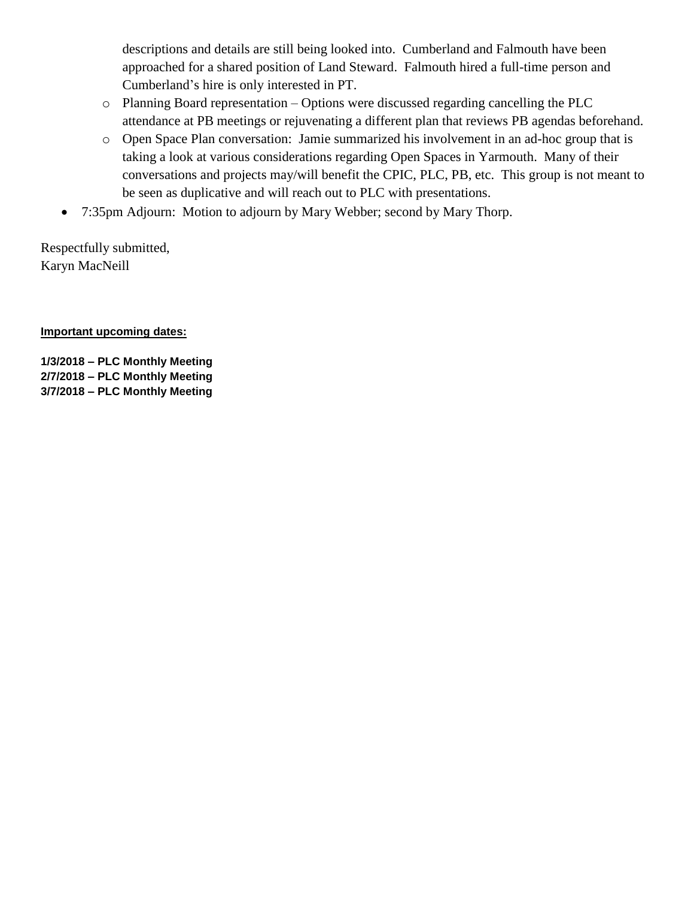descriptions and details are still being looked into. Cumberland and Falmouth have been approached for a shared position of Land Steward. Falmouth hired a full-time person and Cumberland's hire is only interested in PT.

  - Planning Board representation – Options were discussed regarding cancelling the PLC attendance at PB meetings or rejuvenating a different plan that reviews PB agendas beforehand.
  - Open Space Plan conversation: Jamie summarized his involvement in an ad-hoc group that is taking a look at various considerations regarding Open Spaces in Yarmouth. Many of their conversations and projects may/will benefit the CPIC, PLC, PB, etc. This group is not meant to be seen as duplicative and will reach out to PLC with presentations.

- 7:35pm Adjourn: Motion to adjourn by Mary Webber; second by Mary Thorp.

Respectfully submitted,
Karyn MacNeill

**Important upcoming dates:**

**1/3/2018 – PLC Monthly Meeting**
**2/7/2018 – PLC Monthly Meeting**
**3/7/2018 – PLC Monthly Meeting**